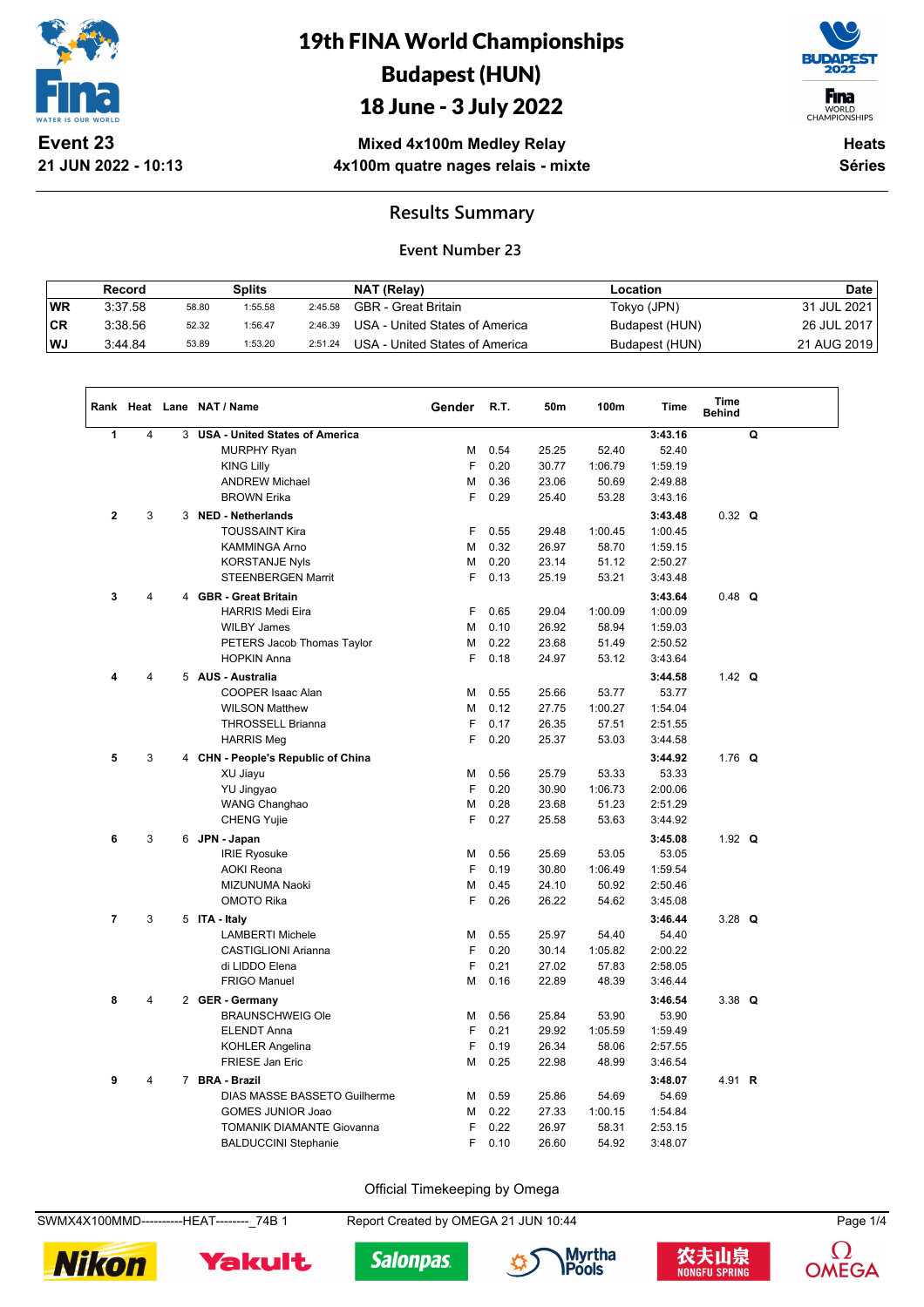# 19th FINA World Championships
# Budapest (HUN)
# 18 June - 3 July 2022

**Event 23**
**21 JUN 2022 - 10:13**

**Mixed 4x100m Medley Relay**
**4x100m quatre nages relais - mixte**

**Heats**
**Séries**

## Results Summary

### Event Number 23

| | Record | | | | NAT (Relay) | Location | Date |
|---|---|---|---|---|---|---|---|
| WR | 3:37.58 | 58.80 | 1:55.58 | 2:45.58 | GBR - Great Britain | Tokyo (JPN) | 31 JUL 2021 |
| CR | 3:38.56 | 52.32 | 1:56.47 | 2:46.39 | USA - United States of America | Budapest (HUN) | 26 JUL 2017 |
| WJ | 3:44.84 | 53.89 | 1:53.20 | 2:51.24 | USA - United States of America | Budapest (HUN) | 21 AUG 2019 |

| Rank | Heat | Lane | NAT / Name | Gender | R.T. | 50m | 100m | Time | Time Behind | |
|---|---|---|---|---|---|---|---|---|---|---|
| 1 | 4 | 3 | **USA - United States of America** | | | | | **3:43.16** | | **Q** |
| | | | MURPHY Ryan | M | 0.54 | 25.25 | 52.40 | 52.40 | | |
| | | | KING Lilly | F | 0.20 | 30.77 | 1:06.79 | 1:59.19 | | |
| | | | ANDREW Michael | M | 0.36 | 23.06 | 50.69 | 2:49.88 | | |
| | | | BROWN Erika | F | 0.29 | 25.40 | 53.28 | 3:43.16 | | |
| 2 | 3 | 3 | **NED - Netherlands** | | | | | **3:43.48** | 0.32 | **Q** |
| | | | TOUSSAINT Kira | F | 0.55 | 29.48 | 1:00.45 | 1:00.45 | | |
| | | | KAMMINGA Arno | M | 0.32 | 26.97 | 58.70 | 1:59.15 | | |
| | | | KORSTANJE Nyls | M | 0.20 | 23.14 | 51.12 | 2:50.27 | | |
| | | | STEENBERGEN Marrit | F | 0.13 | 25.19 | 53.21 | 3:43.48 | | |
| 3 | 4 | 4 | **GBR - Great Britain** | | | | | **3:43.64** | 0.48 | **Q** |
| | | | HARRIS Medi Eira | F | 0.65 | 29.04 | 1:00.09 | 1:00.09 | | |
| | | | WILBY James | M | 0.10 | 26.92 | 58.94 | 1:59.03 | | |
| | | | PETERS Jacob Thomas Taylor | M | 0.22 | 23.68 | 51.49 | 2:50.52 | | |
| | | | HOPKIN Anna | F | 0.18 | 24.97 | 53.12 | 3:43.64 | | |
| 4 | 4 | 5 | **AUS - Australia** | | | | | **3:44.58** | 1.42 | **Q** |
| | | | COOPER Isaac Alan | M | 0.55 | 25.66 | 53.77 | 53.77 | | |
| | | | WILSON Matthew | M | 0.12 | 27.75 | 1:00.27 | 1:54.04 | | |
| | | | THROSSELL Brianna | F | 0.17 | 26.35 | 57.51 | 2:51.55 | | |
| | | | HARRIS Meg | F | 0.20 | 25.37 | 53.03 | 3:44.58 | | |
| 5 | 3 | 4 | **CHN - People's Republic of China** | | | | | **3:44.92** | 1.76 | **Q** |
| | | | XU Jiayu | M | 0.56 | 25.79 | 53.33 | 53.33 | | |
| | | | YU Jingyao | F | 0.20 | 30.90 | 1:06.73 | 2:00.06 | | |
| | | | WANG Changhao | M | 0.28 | 23.68 | 51.23 | 2:51.29 | | |
| | | | CHENG Yujie | F | 0.27 | 25.58 | 53.63 | 3:44.92 | | |
| 6 | 3 | 6 | **JPN - Japan** | | | | | **3:45.08** | 1.92 | **Q** |
| | | | IRIE Ryosuke | M | 0.56 | 25.69 | 53.05 | 53.05 | | |
| | | | AOKI Reona | F | 0.19 | 30.80 | 1:06.49 | 1:59.54 | | |
| | | | MIZUNUMA Naoki | M | 0.45 | 24.10 | 50.92 | 2:50.46 | | |
| | | | OMOTO Rika | F | 0.26 | 26.22 | 54.62 | 3:45.08 | | |
| 7 | 3 | 5 | **ITA - Italy** | | | | | **3:46.44** | 3.28 | **Q** |
| | | | LAMBERTI Michele | M | 0.55 | 25.97 | 54.40 | 54.40 | | |
| | | | CASTIGLIONI Arianna | F | 0.20 | 30.14 | 1:05.82 | 2:00.22 | | |
| | | | di LIDDO Elena | F | 0.21 | 27.02 | 57.83 | 2:58.05 | | |
| | | | FRIGO Manuel | M | 0.16 | 22.89 | 48.39 | 3:46.44 | | |
| 8 | 4 | 2 | **GER - Germany** | | | | | **3:46.54** | 3.38 | **Q** |
| | | | BRAUNSCHWEIG Ole | M | 0.56 | 25.84 | 53.90 | 53.90 | | |
| | | | ELENDT Anna | F | 0.21 | 29.92 | 1:05.59 | 1:59.49 | | |
| | | | KOHLER Angelina | F | 0.19 | 26.34 | 58.06 | 2:57.55 | | |
| | | | FRIESE Jan Eric | M | 0.25 | 22.98 | 48.99 | 3:46.54 | | |
| 9 | 4 | 7 | **BRA - Brazil** | | | | | **3:48.07** | 4.91 | **R** |
| | | | DIAS MASSE BASSETO Guilherme | M | 0.59 | 25.86 | 54.69 | 54.69 | | |
| | | | GOMES JUNIOR Joao | M | 0.22 | 27.33 | 1:00.15 | 1:54.84 | | |
| | | | TOMANIK DIAMANTE Giovanna | F | 0.22 | 26.97 | 58.31 | 2:53.15 | | |
| | | | BALDUCCINI Stephanie | F | 0.10 | 26.60 | 54.92 | 3:48.07 | | |

Official Timekeeping by Omega

SWMX4X100MMD----------HEAT--------_74B 1 Report Created by OMEGA 21 JUN 10:44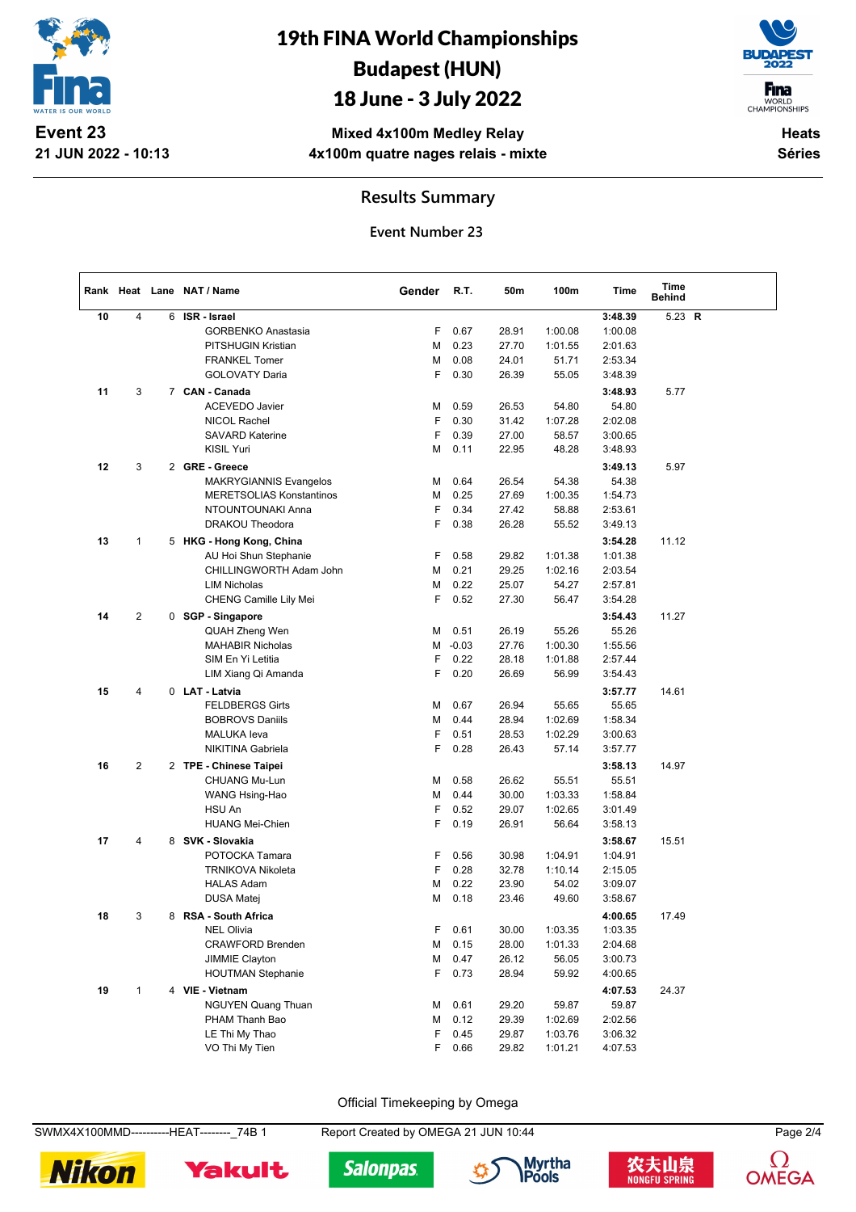# 19th FINA World Championships
## Budapest (HUN)
## 18 June - 3 July 2022

**Event 23**
**21 JUN 2022 - 10:13**

**Mixed 4x100m Medley Relay**
**4x100m quatre nages relais - mixte**

**Heats**
**Séries**

### Results Summary

**Event Number 23**

| Rank | Heat | Lane | NAT / Name | Gender | R.T. | 50m | 100m | Time | Time Behind |
|---|---|---|---|---|---|---|---|---|---|
| 10 | 4 | 6 | **ISR - Israel** | | | | | **3:48.39** | 5.23 **R** |
| | | | GORBENKO Anastasia | F | 0.67 | 28.91 | 1:00.08 | 1:00.08 | |
| | | | PITSHUGIN Kristian | M | 0.23 | 27.70 | 1:01.55 | 2:01.63 | |
| | | | FRANKEL Tomer | M | 0.08 | 24.01 | 51.71 | 2:53.34 | |
| | | | GOLOVATY Daria | F | 0.30 | 26.39 | 55.05 | 3:48.39 | |
| 11 | 3 | 7 | **CAN - Canada** | | | | | **3:48.93** | 5.77 |
| | | | ACEVEDO Javier | M | 0.59 | 26.53 | 54.80 | 54.80 | |
| | | | NICOL Rachel | F | 0.30 | 31.42 | 1:07.28 | 2:02.08 | |
| | | | SAVARD Katerine | F | 0.39 | 27.00 | 58.57 | 3:00.65 | |
| | | | KISIL Yuri | M | 0.11 | 22.95 | 48.28 | 3:48.93 | |
| 12 | 3 | 2 | **GRE - Greece** | | | | | **3:49.13** | 5.97 |
| | | | MAKRYGIANNIS Evangelos | M | 0.64 | 26.54 | 54.38 | 54.38 | |
| | | | MERETSOLIAS Konstantinos | M | 0.25 | 27.69 | 1:00.35 | 1:54.73 | |
| | | | NTOUNTOUNAKI Anna | F | 0.34 | 27.42 | 58.88 | 2:53.61 | |
| | | | DRAKOU Theodora | F | 0.38 | 26.28 | 55.52 | 3:49.13 | |
| 13 | 1 | 5 | **HKG - Hong Kong, China** | | | | | **3:54.28** | 11.12 |
| | | | AU Hoi Shun Stephanie | F | 0.58 | 29.82 | 1:01.38 | 1:01.38 | |
| | | | CHILLINGWORTH Adam John | M | 0.21 | 29.25 | 1:02.16 | 2:03.54 | |
| | | | LIM Nicholas | M | 0.22 | 25.07 | 54.27 | 2:57.81 | |
| | | | CHENG Camille Lily Mei | F | 0.52 | 27.30 | 56.47 | 3:54.28 | |
| 14 | 2 | 0 | **SGP - Singapore** | | | | | **3:54.43** | 11.27 |
| | | | QUAH Zheng Wen | M | 0.51 | 26.19 | 55.26 | 55.26 | |
| | | | MAHABIR Nicholas | M | -0.03 | 27.76 | 1:00.30 | 1:55.56 | |
| | | | SIM En Yi Letitia | F | 0.22 | 28.18 | 1:01.88 | 2:57.44 | |
| | | | LIM Xiang Qi Amanda | F | 0.20 | 26.69 | 56.99 | 3:54.43 | |
| 15 | 4 | 0 | **LAT - Latvia** | | | | | **3:57.77** | 14.61 |
| | | | FELDBERGS Girts | M | 0.67 | 26.94 | 55.65 | 55.65 | |
| | | | BOBROVS Daniils | M | 0.44 | 28.94 | 1:02.69 | 1:58.34 | |
| | | | MALUKA Ieva | F | 0.51 | 28.53 | 1:02.29 | 3:00.63 | |
| | | | NIKITINA Gabriela | F | 0.28 | 26.43 | 57.14 | 3:57.77 | |
| 16 | 2 | 2 | **TPE - Chinese Taipei** | | | | | **3:58.13** | 14.97 |
| | | | CHUANG Mu-Lun | M | 0.58 | 26.62 | 55.51 | 55.51 | |
| | | | WANG Hsing-Hao | M | 0.44 | 30.00 | 1:03.33 | 1:58.84 | |
| | | | HSU An | F | 0.52 | 29.07 | 1:02.65 | 3:01.49 | |
| | | | HUANG Mei-Chien | F | 0.19 | 26.91 | 56.64 | 3:58.13 | |
| 17 | 4 | 8 | **SVK - Slovakia** | | | | | **3:58.67** | 15.51 |
| | | | POTOCKA Tamara | F | 0.56 | 30.98 | 1:04.91 | 1:04.91 | |
| | | | TRNIKOVA Nikoleta | F | 0.28 | 32.78 | 1:10.14 | 2:15.05 | |
| | | | HALAS Adam | M | 0.22 | 23.90 | 54.02 | 3:09.07 | |
| | | | DUSA Matej | M | 0.18 | 23.46 | 49.60 | 3:58.67 | |
| 18 | 3 | 8 | **RSA - South Africa** | | | | | **4:00.65** | 17.49 |
| | | | NEL Olivia | F | 0.61 | 30.00 | 1:03.35 | 1:03.35 | |
| | | | CRAWFORD Brenden | M | 0.15 | 28.00 | 1:01.33 | 2:04.68 | |
| | | | JIMMIE Clayton | M | 0.47 | 26.12 | 56.05 | 3:00.73 | |
| | | | HOUTMAN Stephanie | F | 0.73 | 28.94 | 59.92 | 4:00.65 | |
| 19 | 1 | 4 | **VIE - Vietnam** | | | | | **4:07.53** | 24.37 |
| | | | NGUYEN Quang Thuan | M | 0.61 | 29.20 | 59.87 | 59.87 | |
| | | | PHAM Thanh Bao | M | 0.12 | 29.39 | 1:02.69 | 2:02.56 | |
| | | | LE Thi My Thao | F | 0.45 | 29.87 | 1:03.76 | 3:06.32 | |
| | | | VO Thi My Tien | F | 0.66 | 29.82 | 1:01.21 | 4:07.53 | |

Official Timekeeping by Omega

SWMX4X100MMD----------HEAT--------_74B 1    Report Created by OMEGA 21 JUN 10:44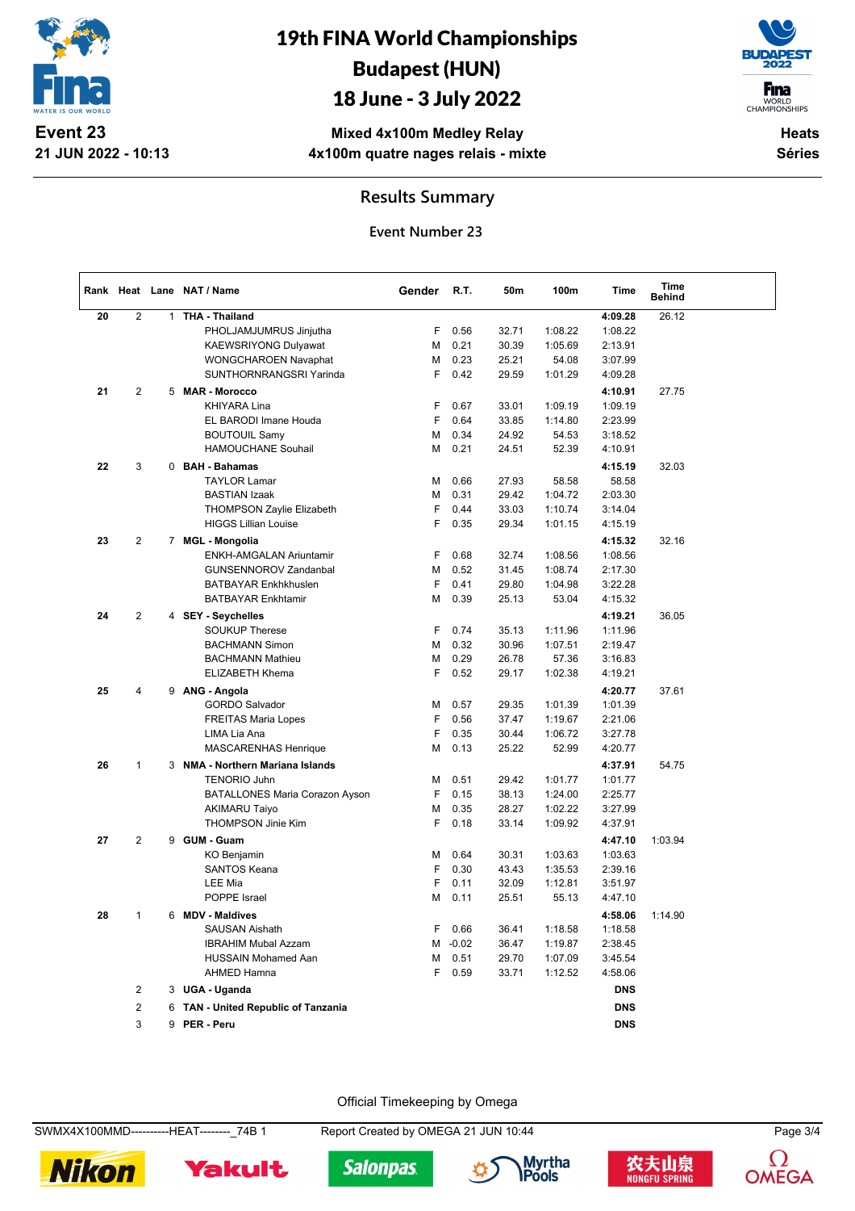# 19th FINA World Championships
# Budapest (HUN)
# 18 June - 3 July 2022

**Event 23**
**21 JUN 2022 - 10:13**

**Mixed 4x100m Medley Relay**
**4x100m quatre nages relais - mixte**

**Heats**
**Séries**

## Results Summary

### Event Number 23

| Rank | Heat | Lane | NAT / Name | Gender | R.T. | 50m | 100m | Time | Time Behind |
|---|---|---|---|---|---|---|---|---|---|
| 20 | 2 | 1 | **THA - Thailand** | | | | | **4:09.28** | 26.12 |
| | | | PHOLJAMJUMRUS Jinjutha | F | 0.56 | 32.71 | 1:08.22 | 1:08.22 | |
| | | | KAEWSRIYONG Dulyawat | M | 0.21 | 30.39 | 1:05.69 | 2:13.91 | |
| | | | WONGCHAROEN Navaphat | M | 0.23 | 25.21 | 54.08 | 3:07.99 | |
| | | | SUNTHORNRANGSRI Yarinda | F | 0.42 | 29.59 | 1:01.29 | 4:09.28 | |
| 21 | 2 | 5 | **MAR - Morocco** | | | | | **4:10.91** | 27.75 |
| | | | KHIYARA Lina | F | 0.67 | 33.01 | 1:09.19 | 1:09.19 | |
| | | | EL BARODI Imane Houda | F | 0.64 | 33.85 | 1:14.80 | 2:23.99 | |
| | | | BOUTOUIL Samy | M | 0.34 | 24.92 | 54.53 | 3:18.52 | |
| | | | HAMOUCHANE Souhail | M | 0.21 | 24.51 | 52.39 | 4:10.91 | |
| 22 | 3 | 0 | **BAH - Bahamas** | | | | | **4:15.19** | 32.03 |
| | | | TAYLOR Lamar | M | 0.66 | 27.93 | 58.58 | 58.58 | |
| | | | BASTIAN Izaak | M | 0.31 | 29.42 | 1:04.72 | 2:03.30 | |
| | | | THOMPSON Zaylie Elizabeth | F | 0.44 | 33.03 | 1:10.74 | 3:14.04 | |
| | | | HIGGS Lillian Louise | F | 0.35 | 29.34 | 1:01.15 | 4:15.19 | |
| 23 | 2 | 7 | **MGL - Mongolia** | | | | | **4:15.32** | 32.16 |
| | | | ENKH-AMGALAN Ariuntamir | F | 0.68 | 32.74 | 1:08.56 | 1:08.56 | |
| | | | GUNSENNOROV Zandanbal | M | 0.52 | 31.45 | 1:08.74 | 2:17.30 | |
| | | | BATBAYAR Enkhkhuslen | F | 0.41 | 29.80 | 1:04.98 | 3:22.28 | |
| | | | BATBAYAR Enkhtamir | M | 0.39 | 25.13 | 53.04 | 4:15.32 | |
| 24 | 2 | 4 | **SEY - Seychelles** | | | | | **4:19.21** | 36.05 |
| | | | SOUKUP Therese | F | 0.74 | 35.13 | 1:11.96 | 1:11.96 | |
| | | | BACHMANN Simon | M | 0.32 | 30.96 | 1:07.51 | 2:19.47 | |
| | | | BACHMANN Mathieu | M | 0.29 | 26.78 | 57.36 | 3:16.83 | |
| | | | ELIZABETH Khema | F | 0.52 | 29.17 | 1:02.38 | 4:19.21 | |
| 25 | 4 | 9 | **ANG - Angola** | | | | | **4:20.77** | 37.61 |
| | | | GORDO Salvador | M | 0.57 | 29.35 | 1:01.39 | 1:01.39 | |
| | | | FREITAS Maria Lopes | F | 0.56 | 37.47 | 1:19.67 | 2:21.06 | |
| | | | LIMA Lia Ana | F | 0.35 | 30.44 | 1:06.72 | 3:27.78 | |
| | | | MASCARENHAS Henrique | M | 0.13 | 25.22 | 52.99 | 4:20.77 | |
| 26 | 1 | 3 | **NMA - Northern Mariana Islands** | | | | | **4:37.91** | 54.75 |
| | | | TENORIO Juhn | M | 0.51 | 29.42 | 1:01.77 | 1:01.77 | |
| | | | BATALLONES Maria Corazon Ayson | F | 0.15 | 38.13 | 1:24.00 | 2:25.77 | |
| | | | AKIMARU Taiyo | M | 0.35 | 28.27 | 1:02.22 | 3:27.99 | |
| | | | THOMPSON Jinie Kim | F | 0.18 | 33.14 | 1:09.92 | 4:37.91 | |
| 27 | 2 | 9 | **GUM - Guam** | | | | | **4:47.10** | 1:03.94 |
| | | | KO Benjamin | M | 0.64 | 30.31 | 1:03.63 | 1:03.63 | |
| | | | SANTOS Keana | F | 0.30 | 43.43 | 1:35.53 | 2:39.16 | |
| | | | LEE Mia | F | 0.11 | 32.09 | 1:12.81 | 3:51.97 | |
| | | | POPPE Israel | M | 0.11 | 25.51 | 55.13 | 4:47.10 | |
| 28 | 1 | 6 | **MDV - Maldives** | | | | | **4:58.06** | 1:14.90 |
| | | | SAUSAN Aishath | F | 0.66 | 36.41 | 1:18.58 | 1:18.58 | |
| | | | IBRAHIM Mubal Azzam | M | -0.02 | 36.47 | 1:19.87 | 2:38.45 | |
| | | | HUSSAIN Mohamed Aan | M | 0.51 | 29.70 | 1:07.09 | 3:45.54 | |
| | | | AHMED Hamna | F | 0.59 | 33.71 | 1:12.52 | 4:58.06 | |
| | 2 | 3 | **UGA - Uganda** | | | | | **DNS** | |
| | 2 | 6 | **TAN - United Republic of Tanzania** | | | | | **DNS** | |
| | 3 | 9 | **PER - Peru** | | | | | **DNS** | |

Official Timekeeping by Omega

SWMX4X100MMD----------HEAT--------_74B 1 Report Created by OMEGA 21 JUN 10:44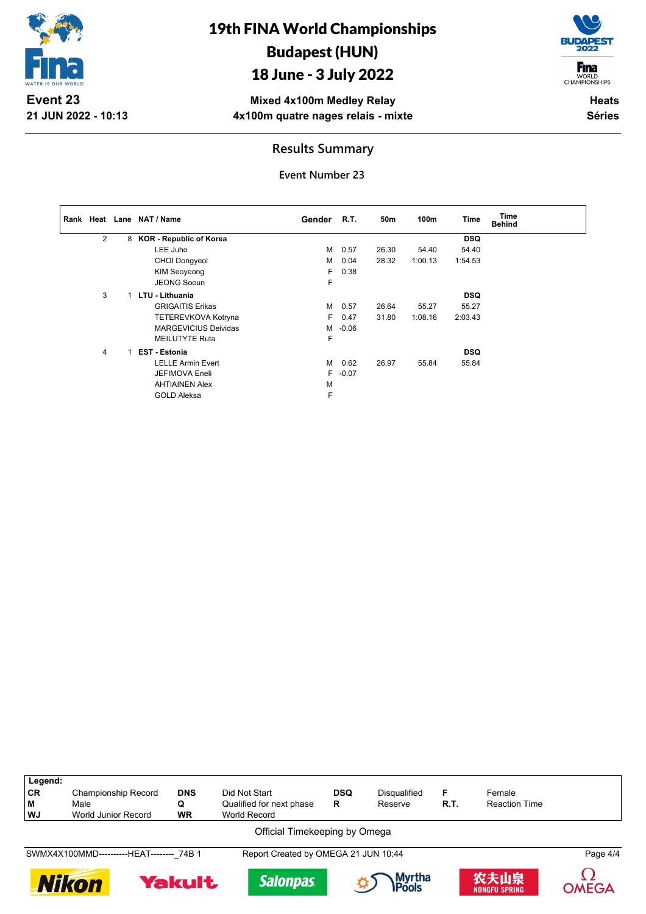# 19th FINA World Championships
# Budapest (HUN)
# 18 June - 3 July 2022

**Event 23**
**21 JUN 2022 - 10:13**

**Mixed 4x100m Medley Relay**
**4x100m quatre nages relais - mixte**

**Heats**
**Séries**

## Results Summary

### Event Number 23

| Rank | Heat | Lane | NAT / Name | Gender | R.T. | 50m | 100m | Time | Time Behind |
|---|---|---|---|---|---|---|---|---|---|
| | 2 | 8 | **KOR - Republic of Korea** | | | | | **DSQ** | |
| | | | LEE Juho | M | 0.57 | 26.30 | 54.40 | 54.40 | |
| | | | CHOI Dongyeol | M | 0.04 | 28.32 | 1:00.13 | 1:54.53 | |
| | | | KIM Seoyeong | F | 0.38 | | | | |
| | | | JEONG Soeun | F | | | | | |
| | 3 | 1 | **LTU - Lithuania** | | | | | **DSQ** | |
| | | | GRIGAITIS Erikas | M | 0.57 | 26.64 | 55.27 | 55.27 | |
| | | | TETEREVKOVA Kotryna | F | 0.47 | 31.80 | 1:08.16 | 2:03.43 | |
| | | | MARGEVICIUS Deividas | M | -0.06 | | | | |
| | | | MEILUTYTE Ruta | F | | | | | |
| | 4 | 1 | **EST - Estonia** | | | | | **DSQ** | |
| | | | LELLE Armin Evert | M | 0.62 | 26.97 | 55.84 | 55.84 | |
| | | | JEFIMOVA Eneli | F | -0.07 | | | | |
| | | | AHTIAINEN Alex | M | | | | | |
| | | | GOLD Aleksa | F | | | | | |

| Legend: | | | | | | | |
|---|---|---|---|---|---|---|---|
| CR | Championship Record | DNS | Did Not Start | DSQ | Disqualified | F | Female |
| M | Male | Q | Qualified for next phase | R | Reserve | R.T. | Reaction Time |
| WJ | World Junior Record | WR | World Record | | | | |

Official Timekeeping by Omega

SWMX4X100MMD----------HEAT--------_74B 1 Report Created by OMEGA 21 JUN 10:44